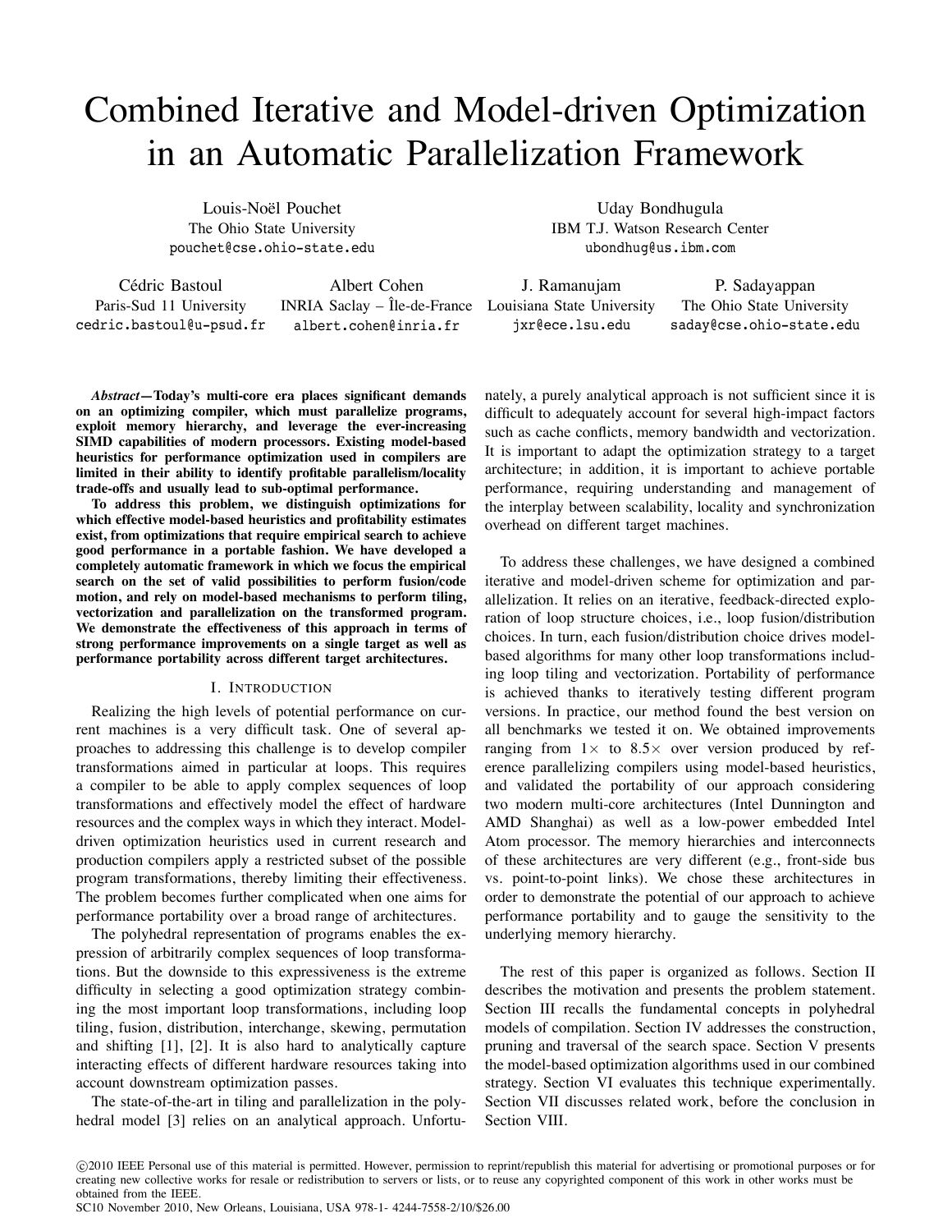# Combined Iterative and Model-driven Optimization in an Automatic Parallelization Framework

Louis-Noël Pouchet
The Ohio State University
pouchet@cse.ohio-state.edu

Uday Bondhugula
IBM T.J. Watson Research Center
ubondhug@us.ibm.com

Cédric Bastoul
Paris-Sud 11 University
cedric.bastoul@u-psud.fr

Albert Cohen
INRIA Saclay – Île-de-France
albert.cohen@inria.fr

J. Ramanujam
Louisiana State University
jxr@ece.lsu.edu

P. Sadayappan
The Ohio State University
saday@cse.ohio-state.edu

***Abstract*—Today's multi-core era places significant demands on an optimizing compiler, which must parallelize programs, exploit memory hierarchy, and leverage the ever-increasing SIMD capabilities of modern processors. Existing model-based heuristics for performance optimization used in compilers are limited in their ability to identify profitable parallelism/locality trade-offs and usually lead to sub-optimal performance.**

**To address this problem, we distinguish optimizations for which effective model-based heuristics and profitability estimates exist, from optimizations that require empirical search to achieve good performance in a portable fashion. We have developed a completely automatic framework in which we focus the empirical search on the set of valid possibilities to perform fusion/code motion, and rely on model-based mechanisms to perform tiling, vectorization and parallelization on the transformed program. We demonstrate the effectiveness of this approach in terms of strong performance improvements on a single target as well as performance portability across different target architectures.**

## I. Introduction

Realizing the high levels of potential performance on current machines is a very difficult task. One of several approaches to addressing this challenge is to develop compiler transformations aimed in particular at loops. This requires a compiler to be able to apply complex sequences of loop transformations and effectively model the effect of hardware resources and the complex ways in which they interact. Model-driven optimization heuristics used in current research and production compilers apply a restricted subset of the possible program transformations, thereby limiting their effectiveness. The problem becomes further complicated when one aims for performance portability over a broad range of architectures.

The polyhedral representation of programs enables the expression of arbitrarily complex sequences of loop transformations. But the downside to this expressiveness is the extreme difficulty in selecting a good optimization strategy combining the most important loop transformations, including loop tiling, fusion, distribution, interchange, skewing, permutation and shifting [1], [2]. It is also hard to analytically capture interacting effects of different hardware resources taking into account downstream optimization passes.

The state-of-the-art in tiling and parallelization in the polyhedral model [3] relies on an analytical approach. Unfortunately, a purely analytical approach is not sufficient since it is difficult to adequately account for several high-impact factors such as cache conflicts, memory bandwidth and vectorization. It is important to adapt the optimization strategy to a target architecture; in addition, it is important to achieve portable performance, requiring understanding and management of the interplay between scalability, locality and synchronization overhead on different target machines.

To address these challenges, we have designed a combined iterative and model-driven scheme for optimization and parallelization. It relies on an iterative, feedback-directed exploration of loop structure choices, i.e., loop fusion/distribution choices. In turn, each fusion/distribution choice drives model-based algorithms for many other loop transformations including loop tiling and vectorization. Portability of performance is achieved thanks to iteratively testing different program versions. In practice, our method found the best version on all benchmarks we tested it on. We obtained improvements ranging from 1× to 8.5× over version produced by reference parallelizing compilers using model-based heuristics, and validated the portability of our approach considering two modern multi-core architectures (Intel Dunnington and AMD Shanghai) as well as a low-power embedded Intel Atom processor. The memory hierarchies and interconnects of these architectures are very different (e.g., front-side bus vs. point-to-point links). We chose these architectures in order to demonstrate the potential of our approach to achieve performance portability and to gauge the sensitivity to the underlying memory hierarchy.

The rest of this paper is organized as follows. Section II describes the motivation and presents the problem statement. Section III recalls the fundamental concepts in polyhedral models of compilation. Section IV addresses the construction, pruning and traversal of the search space. Section V presents the model-based optimization algorithms used in our combined strategy. Section VI evaluates this technique experimentally. Section VII discusses related work, before the conclusion in Section VIII.

©2010 IEEE Personal use of this material is permitted. However, permission to reprint/republish this material for advertising or promotional purposes or for creating new collective works for resale or redistribution to servers or lists, or to reuse any copyrighted component of this work in other works must be obtained from the IEEE.
SC10 November 2010, New Orleans, Louisiana, USA 978-1- 4244-7558-2/10/$26.00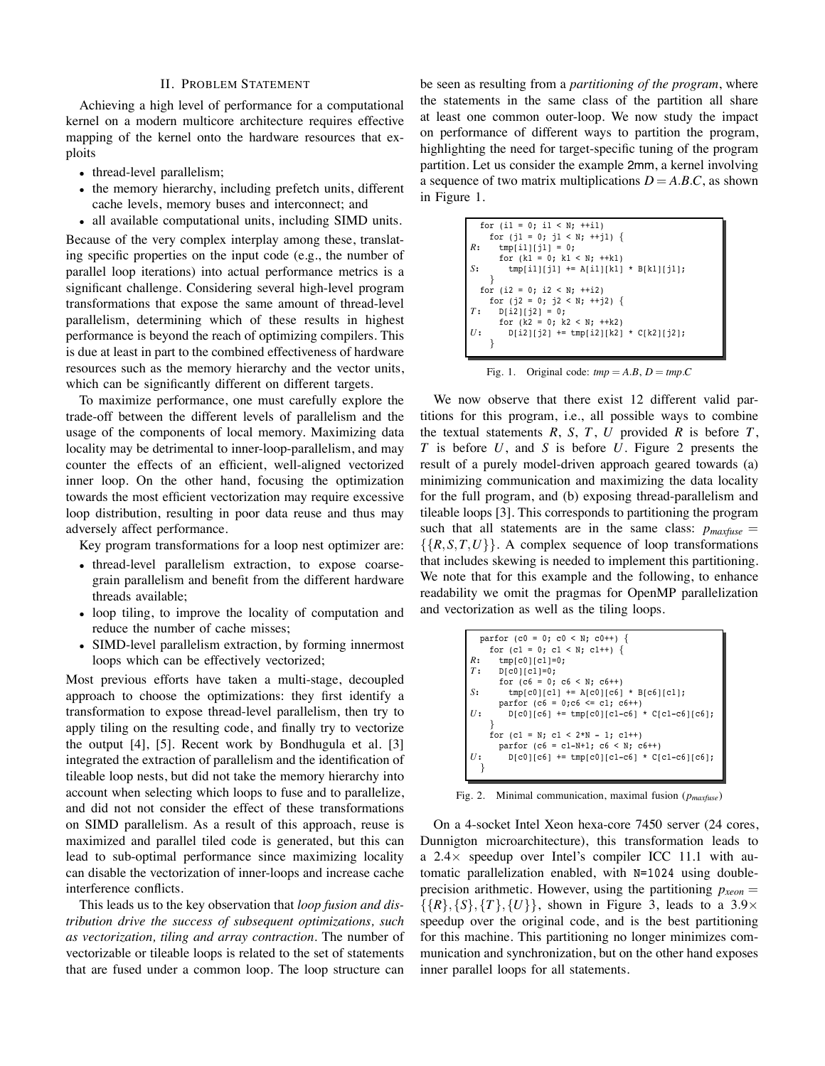## II. Problem Statement

Achieving a high level of performance for a computational kernel on a modern multicore architecture requires effective mapping of the kernel onto the hardware resources that exploits

- thread-level parallelism;
- the memory hierarchy, including prefetch units, different cache levels, memory buses and interconnect; and
- all available computational units, including SIMD units.

Because of the very complex interplay among these, translating specific properties on the input code (e.g., the number of parallel loop iterations) into actual performance metrics is a significant challenge. Considering several high-level program transformations that expose the same amount of thread-level parallelism, determining which of these results in highest performance is beyond the reach of optimizing compilers. This is due at least in part to the combined effectiveness of hardware resources such as the memory hierarchy and the vector units, which can be significantly different on different targets.

To maximize performance, one must carefully explore the trade-off between the different levels of parallelism and the usage of the components of local memory. Maximizing data locality may be detrimental to inner-loop-parallelism, and may counter the effects of an efficient, well-aligned vectorized inner loop. On the other hand, focusing the optimization towards the most efficient vectorization may require excessive loop distribution, resulting in poor data reuse and thus may adversely affect performance.

Key program transformations for a loop nest optimizer are:

- thread-level parallelism extraction, to expose coarse-grain parallelism and benefit from the different hardware threads available;
- loop tiling, to improve the locality of computation and reduce the number of cache misses;
- SIMD-level parallelism extraction, by forming innermost loops which can be effectively vectorized;

Most previous efforts have taken a multi-stage, decoupled approach to choose the optimizations: they first identify a transformation to expose thread-level parallelism, then try to apply tiling on the resulting code, and finally try to vectorize the output [4], [5]. Recent work by Bondhugula et al. [3] integrated the extraction of parallelism and the identification of tileable loop nests, but did not take the memory hierarchy into account when selecting which loops to fuse and to parallelize, and did not not consider the effect of these transformations on SIMD parallelism. As a result of this approach, reuse is maximized and parallel tiled code is generated, but this can lead to sub-optimal performance since maximizing locality can disable the vectorization of inner-loops and increase cache interference conflicts.

This leads us to the key observation that *loop fusion and distribution drive the success of subsequent optimizations, such as vectorization, tiling and array contraction*. The number of vectorizable or tileable loops is related to the set of statements that are fused under a common loop. The loop structure can be seen as resulting from a *partitioning of the program*, where the statements in the same class of the partition all share at least one common outer-loop. We now study the impact on performance of different ways to partition the program, highlighting the need for target-specific tuning of the program partition. Let us consider the example 2mm, a kernel involving a sequence of two matrix multiplications $D = A.B.C$, as shown in Figure 1.

```
  for (i1 = 0; i1 < N; ++i1)
    for (j1 = 0; j1 < N; ++j1) {
R:    tmp[i1][j1] = 0;
      for (k1 = 0; k1 < N; ++k1)
S:      tmp[i1][j1] += A[i1][k1] * B[k1][j1];
    }
  for (i2 = 0; i2 < N; ++i2)
    for (j2 = 0; j2 < N; ++j2) {
T:    D[i2][j2] = 0;
      for (k2 = 0; k2 < N; ++k2)
U:      D[i2][j2] += tmp[i2][k2] * C[k2][j2];
    }
```

Fig. 1. Original code: $tmp = A.B$, $D = tmp.C$

We now observe that there exist 12 different valid partitions for this program, i.e., all possible ways to combine the textual statements $R$, $S$, $T$, $U$ provided $R$ is before $T$, $T$ is before $U$, and $S$ is before $U$. Figure 2 presents the result of a purely model-driven approach geared towards (a) minimizing communication and maximizing the data locality for the full program, and (b) exposing thread-parallelism and tileable loops [3]. This corresponds to partitioning the program such that all statements are in the same class: $p_{maxfuse} = \{\{R,S,T,U\}\}$. A complex sequence of loop transformations that includes skewing is needed to implement this partitioning. We note that for this example and the following, to enhance readability we omit the pragmas for OpenMP parallelization and vectorization as well as the tiling loops.

```
  parfor (c0 = 0; c0 < N; c0++) {
    for (c1 = 0; c1 < N; c1++) {
R:    tmp[c0][c1]=0;
T:    D[c0][c1]=0;
      for (c6 = 0; c6 < N; c6++)
S:      tmp[c0][c1] += A[c0][c6] * B[c6][c1];
      parfor (c6 = 0;c6 <= c1; c6++)
U:      D[c0][c6] += tmp[c0][c1-c6] * C[c1-c6][c6];
    }
    for (c1 = N; c1 < 2*N - 1; c1++)
      parfor (c6 = c1-N+1; c6 < N; c6++)
U:      D[c0][c6] += tmp[c0][c1-c6] * C[c1-c6][c6];
  }
```

Fig. 2. Minimal communication, maximal fusion ($p_{maxfuse}$)

On a 4-socket Intel Xeon hexa-core 7450 server (24 cores, Dunnington microarchitecture), this transformation leads to a 2.4× speedup over Intel's compiler ICC 11.1 with automatic parallelization enabled, with N=1024 using double-precision arithmetic. However, using the partitioning $p_{xeon} = \{\{R\},\{S\},\{T\},\{U\}\}$, shown in Figure 3, leads to a 3.9× speedup over the original code, and is the best partitioning for this machine. This partitioning no longer minimizes communication and synchronization, but on the other hand exposes inner parallel loops for all statements.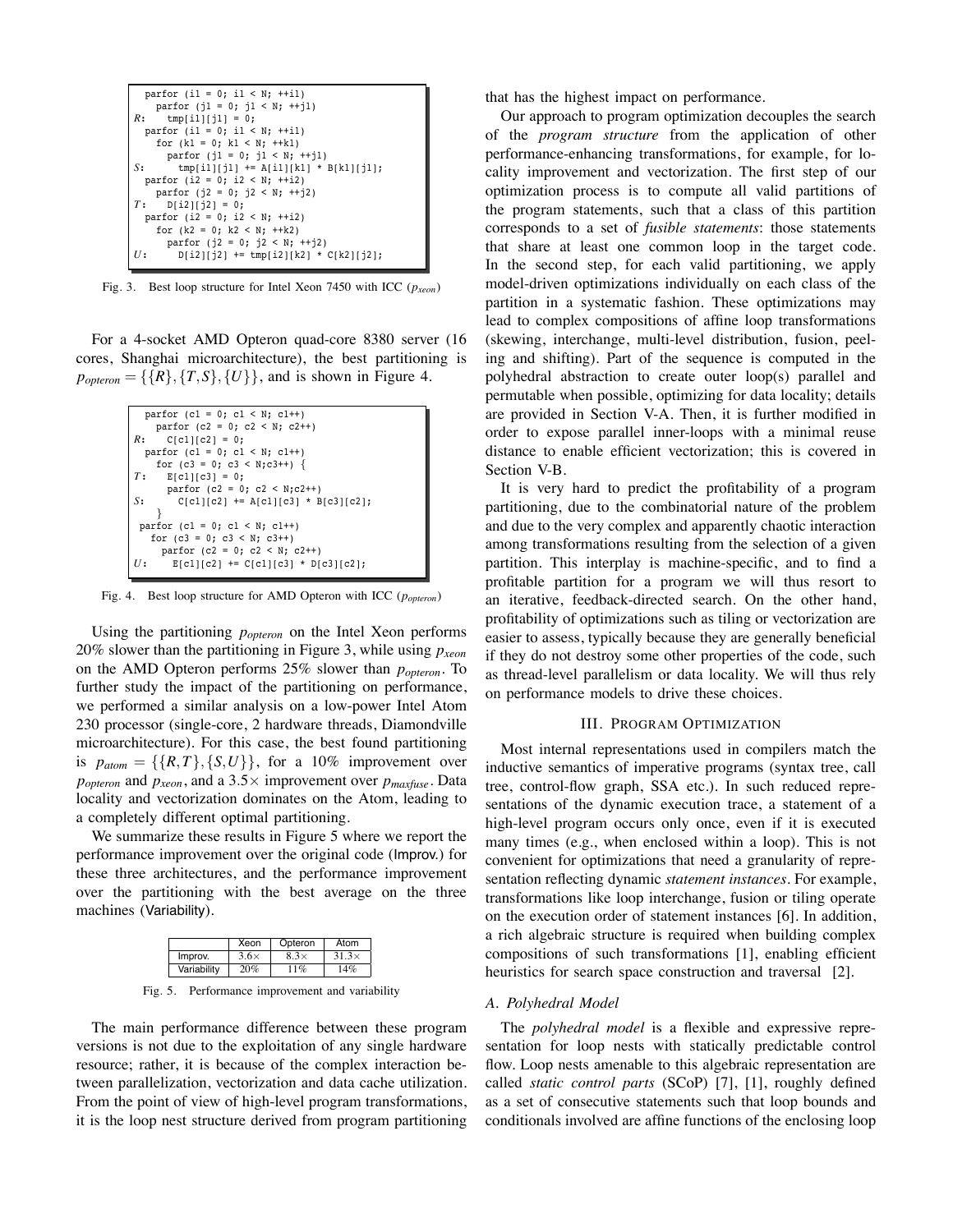```
  parfor (i1 = 0; i1 < N; ++i1)
    parfor (j1 = 0; j1 < N; ++j1)
R:    tmp[i1][j1] = 0;
  parfor (i1 = 0; i1 < N; ++i1)
    for (k1 = 0; k1 < N; ++k1)
      parfor (j1 = 0; j1 < N; ++j1)
S:      tmp[i1][j1] += A[i1][k1] * B[k1][j1];
  parfor (i2 = 0; i2 < N; ++i2)
    parfor (j2 = 0; j2 < N; ++j2)
T:    D[i2][j2] = 0;
  parfor (i2 = 0; i2 < N; ++i2)
    for (k2 = 0; k2 < N; ++k2)
      parfor (j2 = 0; j2 < N; ++j2)
U:      D[i2][j2] += tmp[i2][k2] * C[k2][j2];
```

Fig. 3. Best loop structure for Intel Xeon 7450 with ICC ($p_{xeon}$)

For a 4-socket AMD Opteron quad-core 8380 server (16 cores, Shanghai microarchitecture), the best partitioning is $p_{opteron} = \{\{R\},\{T,S\},\{U\}\}$, and is shown in Figure 4.

```
  parfor (c1 = 0; c1 < N; c1++)
    parfor (c2 = 0; c2 < N; c2++)
R:    C[c1][c2] = 0;
  parfor (c1 = 0; c1 < N; c1++)
    for (c3 = 0; c3 < N;c3++) {
T:    E[c1][c3] = 0;
      parfor (c2 = 0; c2 < N;c2++)
S:      C[c1][c2] += A[c1][c3] * B[c3][c2];
    }
 parfor (c1 = 0; c1 < N; c1++)
   for (c3 = 0; c3 < N; c3++)
     parfor (c2 = 0; c2 < N; c2++)
U:     E[c1][c2] += C[c1][c3] * D[c3][c2];
```

Fig. 4. Best loop structure for AMD Opteron with ICC ($p_{opteron}$)

Using the partitioning $p_{opteron}$ on the Intel Xeon performs 20% slower than the partitioning in Figure 3, while using $p_{xeon}$ on the AMD Opteron performs 25% slower than $p_{opteron}$. To further study the impact of the partitioning on performance, we performed a similar analysis on a low-power Intel Atom 230 processor (single-core, 2 hardware threads, Diamondville microarchitecture). For this case, the best found partitioning is $p_{atom} = \{\{R,T\},\{S,U\}\}$, for a 10% improvement over $p_{opteron}$ and $p_{xeon}$, and a 3.5× improvement over $p_{maxfuse}$. Data locality and vectorization dominates on the Atom, leading to a completely different optimal partitioning.

We summarize these results in Figure 5 where we report the performance improvement over the original code (Improv.) for these three architectures, and the performance improvement over the partitioning with the best average on the three machines (Variability).

| | Xeon | Opteron | Atom |
|---|---|---|---|
| Improv. | 3.6× | 8.3× | 31.3× |
| Variability | 20% | 11% | 14% |

Fig. 5. Performance improvement and variability

The main performance difference between these program versions is not due to the exploitation of any single hardware resource; rather, it is because of the complex interaction between parallelization, vectorization and data cache utilization. From the point of view of high-level program transformations, it is the loop nest structure derived from program partitioning that has the highest impact on performance.

Our approach to program optimization decouples the search of the *program structure* from the application of other performance-enhancing transformations, for example, for locality improvement and vectorization. The first step of our optimization process is to compute all valid partitions of the program statements, such that a class of this partition corresponds to a set of *fusible statements*: those statements that share at least one common loop in the target code. In the second step, for each valid partitioning, we apply model-driven optimizations individually on each class of the partition in a systematic fashion. These optimizations may lead to complex compositions of affine loop transformations (skewing, interchange, multi-level distribution, fusion, peeling and shifting). Part of the sequence is computed in the polyhedral abstraction to create outer loop(s) parallel and permutable when possible, optimizing for data locality; details are provided in Section V-A. Then, it is further modified in order to expose parallel inner-loops with a minimal reuse distance to enable efficient vectorization; this is covered in Section V-B.

It is very hard to predict the profitability of a program partitioning, due to the combinatorial nature of the problem and due to the very complex and apparently chaotic interaction among transformations resulting from the selection of a given partition. This interplay is machine-specific, and to find a profitable partition for a program we will thus resort to an iterative, feedback-directed search. On the other hand, profitability of optimizations such as tiling or vectorization are easier to assess, typically because they are generally beneficial if they do not destroy some other properties of the code, such as thread-level parallelism or data locality. We will thus rely on performance models to drive these choices.

## III. Program Optimization

Most internal representations used in compilers match the inductive semantics of imperative programs (syntax tree, call tree, control-flow graph, SSA etc.). In such reduced representations of the dynamic execution trace, a statement of a high-level program occurs only once, even if it is executed many times (e.g., when enclosed within a loop). This is not convenient for optimizations that need a granularity of representation reflecting dynamic *statement instances*. For example, transformations like loop interchange, fusion or tiling operate on the execution order of statement instances [6]. In addition, a rich algebraic structure is required when building complex compositions of such transformations [1], enabling efficient heuristics for search space construction and traversal [2].

### A. Polyhedral Model

The *polyhedral model* is a flexible and expressive representation for loop nests with statically predictable control flow. Loop nests amenable to this algebraic representation are called *static control parts* (SCoP) [7], [1], roughly defined as a set of consecutive statements such that loop bounds and conditionals involved are affine functions of the enclosing loop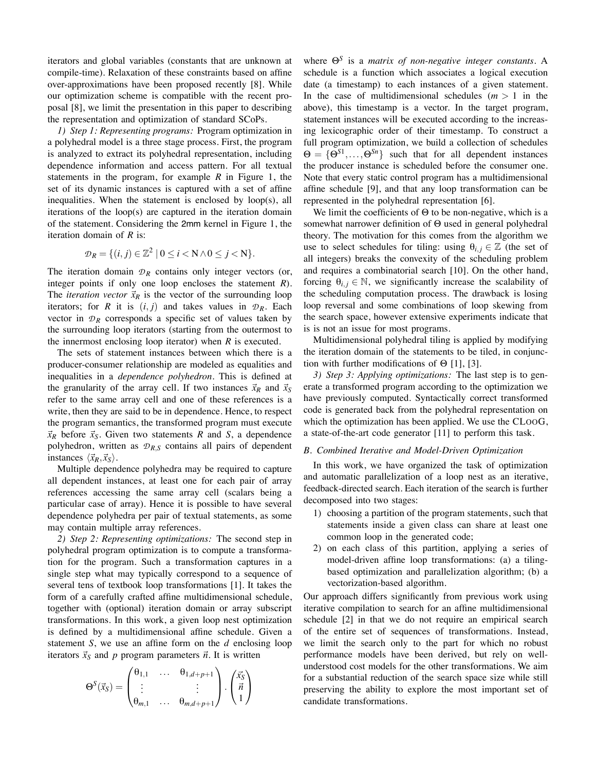iterators and global variables (constants that are unknown at compile-time). Relaxation of these constraints based on affine over-approximations have been proposed recently [8]. While our optimization scheme is compatible with the recent proposal [8], we limit the presentation in this paper to describing the representation and optimization of standard SCoPs.

*1) Step 1: Representing programs:* Program optimization in a polyhedral model is a three stage process. First, the program is analyzed to extract its polyhedral representation, including dependence information and access pattern. For all textual statements in the program, for example $R$ in Figure 1, the set of its dynamic instances is captured with a set of affine inequalities. When the statement is enclosed by loop(s), all iterations of the loop(s) are captured in the iteration domain of the statement. Considering the 2mm kernel in Figure 1, the iteration domain of $R$ is:

$$\mathcal{D}_R = \{(i,j) \in \mathbb{Z}^2 \mid 0 \leq i < \mathrm{N} \wedge 0 \leq j < \mathrm{N}\}.$$

The iteration domain $\mathcal{D}_R$ contains only integer vectors (or, integer points if only one loop encloses the statement $R$). The *iteration vector* $\vec{x}_R$ is the vector of the surrounding loop iterators; for $R$ it is $(i,j)$ and takes values in $\mathcal{D}_R$. Each vector in $\mathcal{D}_R$ corresponds a specific set of values taken by the surrounding loop iterators (starting from the outermost to the innermost enclosing loop iterator) when $R$ is executed.

The sets of statement instances between which there is a producer-consumer relationship are modeled as equalities and inequalities in a *dependence polyhedron*. This is defined at the granularity of the array cell. If two instances $\vec{x}_R$ and $\vec{x}_S$ refer to the same array cell and one of these references is a write, then they are said to be in dependence. Hence, to respect the program semantics, the transformed program must execute $\vec{x}_R$ before $\vec{x}_S$. Given two statements $R$ and $S$, a dependence polyhedron, written as $\mathcal{D}_{R,S}$ contains all pairs of dependent instances $\langle \vec{x}_R, \vec{x}_S \rangle$.

Multiple dependence polyhedra may be required to capture all dependent instances, at least one for each pair of array references accessing the same array cell (scalars being a particular case of array). Hence it is possible to have several dependence polyhedra per pair of textual statements, as some may contain multiple array references.

*2) Step 2: Representing optimizations:* The second step in polyhedral program optimization is to compute a transformation for the program. Such a transformation captures in a single step what may typically correspond to a sequence of several tens of textbook loop transformations [1]. It takes the form of a carefully crafted affine multidimensional schedule, together with (optional) iteration domain or array subscript transformations. In this work, a given loop nest optimization is defined by a multidimensional affine schedule. Given a statement $S$, we use an affine form on the $d$ enclosing loop iterators $\vec{x}_S$ and $p$ program parameters $\vec{n}$. It is written

$$\Theta^S(\vec{x}_S) = \begin{pmatrix} \theta_{1,1} & \dots & \theta_{1,d+p+1} \\ \vdots & & \vdots \\ \theta_{m,1} & \dots & \theta_{m,d+p+1} \end{pmatrix} \cdot \begin{pmatrix} \vec{x}_S \\ \vec{n} \\ 1 \end{pmatrix}$$

where $\Theta^S$ is a *matrix of non-negative integer constants*. A schedule is a function which associates a logical execution date (a timestamp) to each instances of a given statement. In the case of multidimensional schedules ($m > 1$ in the above), this timestamp is a vector. In the target program, statement instances will be executed according to the increasing lexicographic order of their timestamp. To construct a full program optimization, we build a collection of schedules $\Theta = \{\Theta^{S1}, \dots, \Theta^{Sn}\}$ such that for all dependent instances the producer instance is scheduled before the consumer one. Note that every static control program has a multidimensional affine schedule [9], and that any loop transformation can be represented in the polyhedral representation [6].

We limit the coefficients of $\Theta$ to be non-negative, which is a somewhat narrower definition of $\Theta$ used in general polyhedral theory. The motivation for this comes from the algorithm we use to select schedules for tiling: using $\theta_{i,j} \in \mathbb{Z}$ (the set of all integers) breaks the convexity of the scheduling problem and requires a combinatorial search [10]. On the other hand, forcing $\theta_{i,j} \in \mathbb{N}$, we significantly increase the scalability of the scheduling computation process. The drawback is losing loop reversal and some combinations of loop skewing from the search space, however extensive experiments indicate that is is not an issue for most programs.

Multidimensional polyhedral tiling is applied by modifying the iteration domain of the statements to be tiled, in conjunction with further modifications of $\Theta$ [1], [3].

*3) Step 3: Applying optimizations:* The last step is to generate a transformed program according to the optimization we have previously computed. Syntactically correct transformed code is generated back from the polyhedral representation on which the optimization has been applied. We use the CLooG, a state-of-the-art code generator [11] to perform this task.

### *B. Combined Iterative and Model-Driven Optimization*

In this work, we have organized the task of optimization and automatic parallelization of a loop nest as an iterative, feedback-directed search. Each iteration of the search is further decomposed into two stages:

1) choosing a partition of the program statements, such that statements inside a given class can share at least one common loop in the generated code;
2) on each class of this partition, applying a series of model-driven affine loop transformations: (a) a tiling-based optimization and parallelization algorithm; (b) a vectorization-based algorithm.

Our approach differs significantly from previous work using iterative compilation to search for an affine multidimensional schedule [2] in that we do not require an empirical search of the entire set of sequences of transformations. Instead, we limit the search only to the part for which no robust performance models have been derived, but rely on well-understood cost models for the other transformations. We aim for a substantial reduction of the search space size while still preserving the ability to explore the most important set of candidate transformations.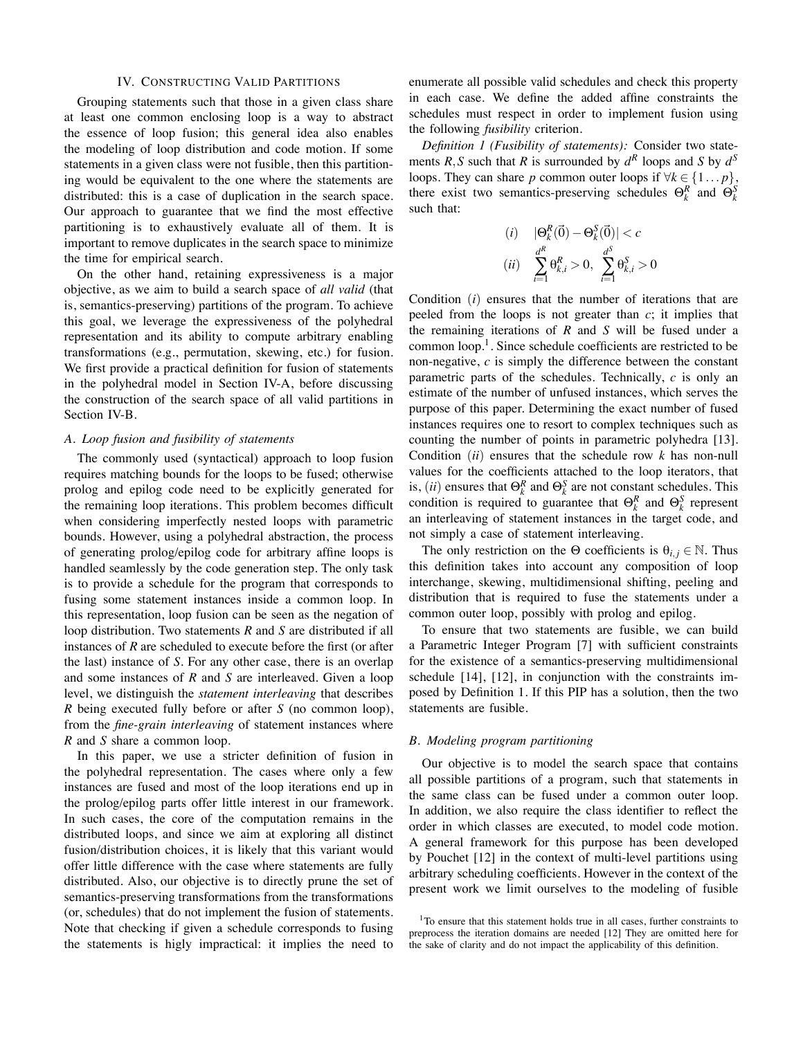## IV. Constructing Valid Partitions

Grouping statements such that those in a given class share at least one common enclosing loop is a way to abstract the essence of loop fusion; this general idea also enables the modeling of loop distribution and code motion. If some statements in a given class were not fusible, then this partitioning would be equivalent to the one where the statements are distributed: this is a case of duplication in the search space. Our approach to guarantee that we find the most effective partitioning is to exhaustively evaluate all of them. It is important to remove duplicates in the search space to minimize the time for empirical search.

On the other hand, retaining expressiveness is a major objective, as we aim to build a search space of *all valid* (that is, semantics-preserving) partitions of the program. To achieve this goal, we leverage the expressiveness of the polyhedral representation and its ability to compute arbitrary enabling transformations (e.g., permutation, skewing, etc.) for fusion. We first provide a practical definition for fusion of statements in the polyhedral model in Section IV-A, before discussing the construction of the search space of all valid partitions in Section IV-B.

### A. Loop fusion and fusibility of statements

The commonly used (syntactical) approach to loop fusion requires matching bounds for the loops to be fused; otherwise prolog and epilog code need to be explicitly generated for the remaining loop iterations. This problem becomes difficult when considering imperfectly nested loops with parametric bounds. However, using a polyhedral abstraction, the process of generating prolog/epilog code for arbitrary affine loops is handled seamlessly by the code generation step. The only task is to provide a schedule for the program that corresponds to fusing some statement instances inside a common loop. In this representation, loop fusion can be seen as the negation of loop distribution. Two statements $R$ and $S$ are distributed if all instances of $R$ are scheduled to execute before the first (or after the last) instance of $S$. For any other case, there is an overlap and some instances of $R$ and $S$ are interleaved. Given a loop level, we distinguish the *statement interleaving* that describes $R$ being executed fully before or after $S$ (no common loop), from the *fine-grain interleaving* of statement instances where $R$ and $S$ share a common loop.

In this paper, we use a stricter definition of fusion in the polyhedral representation. The cases where only a few instances are fused and most of the loop iterations end up in the prolog/epilog parts offer little interest in our framework. In such cases, the core of the computation remains in the distributed loops, and since we aim at exploring all distinct fusion/distribution choices, it is likely that this variant would offer little difference with the case where statements are fully distributed. Also, our objective is to directly prune the set of semantics-preserving transformations from the transformations (or, schedules) that do not implement the fusion of statements. Note that checking if given a schedule corresponds to fusing the statements is higly impractical: it implies the need to enumerate all possible valid schedules and check this property in each case. We define the added affine constraints the schedules must respect in order to implement fusion using the following *fusibility* criterion.

*Definition 1 (Fusibility of statements):* Consider two statements $R, S$ such that $R$ is surrounded by $d^R$ loops and $S$ by $d^S$ loops. They can share $p$ common outer loops if $\forall k \in \{1 \dots p\}$, there exist two semantics-preserving schedules $\Theta^R_k$ and $\Theta^S_k$ such that:

$$
\begin{aligned}
(i) \quad & |\Theta^R_k(\vec{0}) - \Theta^S_k(\vec{0})| < c \\
(ii) \quad & \sum_{i=1}^{d^R} \theta^R_{k,i} > 0, \ \sum_{i=1}^{d^S} \theta^S_{k,i} > 0
\end{aligned}
$$

Condition $(i)$ ensures that the number of iterations that are peeled from the loops is not greater than $c$; it implies that the remaining iterations of $R$ and $S$ will be fused under a common loop.[1]. Since schedule coefficients are restricted to be non-negative, $c$ is simply the difference between the constant parametric parts of the schedules. Technically, $c$ is only an estimate of the number of unfused instances, which serves the purpose of this paper. Determining the exact number of fused instances requires one to resort to complex techniques such as counting the number of points in parametric polyhedra [13]. Condition $(ii)$ ensures that the schedule row $k$ has non-null values for the coefficients attached to the loop iterators, that is, $(ii)$ ensures that $\Theta^R_k$ and $\Theta^S_k$ are not constant schedules. This condition is required to guarantee that $\Theta^R_k$ and $\Theta^S_k$ represent an interleaving of statement instances in the target code, and not simply a case of statement interleaving.

The only restriction on the $\Theta$ coefficients is $\theta_{i,j} \in \mathbb{N}$. Thus this definition takes into account any composition of loop interchange, skewing, multidimensional shifting, peeling and distribution that is required to fuse the statements under a common outer loop, possibly with prolog and epilog.

To ensure that two statements are fusible, we can build a Parametric Integer Program [7] with sufficient constraints for the existence of a semantics-preserving multidimensional schedule [14], [12], in conjunction with the constraints imposed by Definition 1. If this PIP has a solution, then the two statements are fusible.

### B. Modeling program partitioning

Our objective is to model the search space that contains all possible partitions of a program, such that statements in the same class can be fused under a common outer loop. In addition, we also require the class identifier to reflect the order in which classes are executed, to model code motion. A general framework for this purpose has been developed by Pouchet [12] in the context of multi-level partitions using arbitrary scheduling coefficients. However in the context of the present work we limit ourselves to the modeling of fusible

[1] To ensure that this statement holds true in all cases, further constraints to preprocess the iteration domains are needed [12] They are omitted here for the sake of clarity and do not impact the applicability of this definition.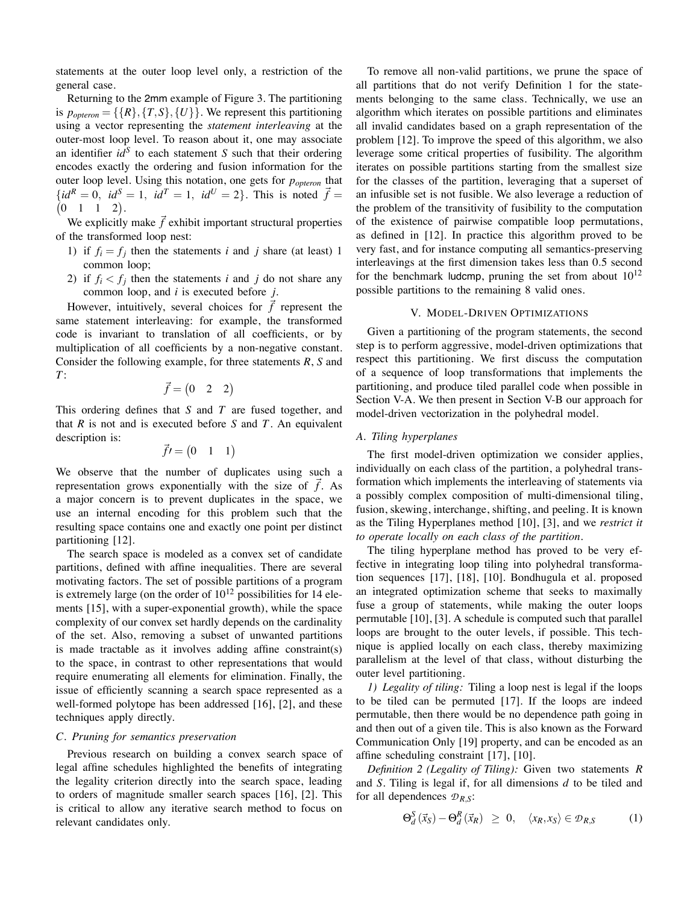statements at the outer loop level only, a restriction of the general case.

Returning to the 2mm example of Figure 3. The partitioning is $p_{opteron} = \{\{R\},\{T,S\},\{U\}\}$. We represent this partitioning using a vector representing the *statement interleaving* at the outer-most loop level. To reason about it, one may associate an identifier $id^S$ to each statement $S$ such that their ordering encodes exactly the ordering and fusion information for the outer loop level. Using this notation, one gets for $p_{opteron}$ that $\{id^R = 0,\ id^S = 1,\ id^T = 1,\ id^U = 2\}$. This is noted $\vec{f} = \begin{pmatrix} 0 & 1 & 1 & 2 \end{pmatrix}$.

We explicitly make $\vec{f}$ exhibit important structural properties of the transformed loop nest:

1) if $f_i = f_j$ then the statements $i$ and $j$ share (at least) 1 common loop;
2) if $f_i < f_j$ then the statements $i$ and $j$ do not share any common loop, and $i$ is executed before $j$.

However, intuitively, several choices for $\vec{f}$ represent the same statement interleaving: for example, the transformed code is invariant to translation of all coefficients, or by multiplication of all coefficients by a non-negative constant. Consider the following example, for three statements $R$, $S$ and $T$:

$$\vec{f} = \begin{pmatrix} 0 & 2 & 2 \end{pmatrix}$$

This ordering defines that $S$ and $T$ are fused together, and that $R$ is not and is executed before $S$ and $T$. An equivalent description is:

$$\vec{f}\prime = \begin{pmatrix} 0 & 1 & 1 \end{pmatrix}$$

We observe that the number of duplicates using such a representation grows exponentially with the size of $\vec{f}$. As a major concern is to prevent duplicates in the space, we use an internal encoding for this problem such that the resulting space contains one and exactly one point per distinct partitioning [12].

The search space is modeled as a convex set of candidate partitions, defined with affine inequalities. There are several motivating factors. The set of possible partitions of a program is extremely large (on the order of $10^{12}$ possibilities for 14 elements [15], with a super-exponential growth), while the space complexity of our convex set hardly depends on the cardinality of the set. Also, removing a subset of unwanted partitions is made tractable as it involves adding affine constraint(s) to the space, in contrast to other representations that would require enumerating all elements for elimination. Finally, the issue of efficiently scanning a search space represented as a well-formed polytope has been addressed [16], [2], and these techniques apply directly.

### C. Pruning for semantics preservation

Previous research on building a convex search space of legal affine schedules highlighted the benefits of integrating the legality criterion directly into the search space, leading to orders of magnitude smaller search spaces [16], [2]. This is critical to allow any iterative search method to focus on relevant candidates only.

To remove all non-valid partitions, we prune the space of all partitions that do not verify Definition 1 for the statements belonging to the same class. Technically, we use an algorithm which iterates on possible partitions and eliminates all invalid candidates based on a graph representation of the problem [12]. To improve the speed of this algorithm, we also leverage some critical properties of fusibility. The algorithm iterates on possible partitions starting from the smallest size for the classes of the partition, leveraging that a superset of an infusible set is not fusible. We also leverage a reduction of the problem of the transitivity of fusibility to the computation of the existence of pairwise compatible loop permutations, as defined in [12]. In practice this algorithm proved to be very fast, and for instance computing all semantics-preserving interleavings at the first dimension takes less than 0.5 second for the benchmark ludcmp, pruning the set from about $10^{12}$ possible partitions to the remaining 8 valid ones.

## V. Model-Driven Optimizations

Given a partitioning of the program statements, the second step is to perform aggressive, model-driven optimizations that respect this partitioning. We first discuss the computation of a sequence of loop transformations that implements the partitioning, and produce tiled parallel code when possible in Section V-A. We then present in Section V-B our approach for model-driven vectorization in the polyhedral model.

### A. Tiling hyperplanes

The first model-driven optimization we consider applies, individually on each class of the partition, a polyhedral transformation which implements the interleaving of statements via a possibly complex composition of multi-dimensional tiling, fusion, skewing, interchange, shifting, and peeling. It is known as the Tiling Hyperplanes method [10], [3], and we *restrict it to operate locally on each class of the partition*.

The tiling hyperplane method has proved to be very effective in integrating loop tiling into polyhedral transformation sequences [17], [18], [10]. Bondhugula et al. proposed an integrated optimization scheme that seeks to maximally fuse a group of statements, while making the outer loops permutable [10], [3]. A schedule is computed such that parallel loops are brought to the outer levels, if possible. This technique is applied locally on each class, thereby maximizing parallelism at the level of that class, without disturbing the outer level partitioning.

*1) Legality of tiling:* Tiling a loop nest is legal if the loops to be tiled can be permuted [17]. If the loops are indeed permutable, then there would be no dependence path going in and then out of a given tile. This is also known as the Forward Communication Only [19] property, and can be encoded as an affine scheduling constraint [17], [10].

*Definition 2 (Legality of Tiling):* Given two statements $R$ and $S$. Tiling is legal if, for all dimensions $d$ to be tiled and for all dependences $\mathcal{D}_{R,S}$:

$$\Theta^S_d(\vec{x}_S) - \Theta^R_d(\vec{x}_R) \ \geq\ 0, \quad \langle x_R, x_S \rangle \in \mathcal{D}_{R,S} \qquad (1)$$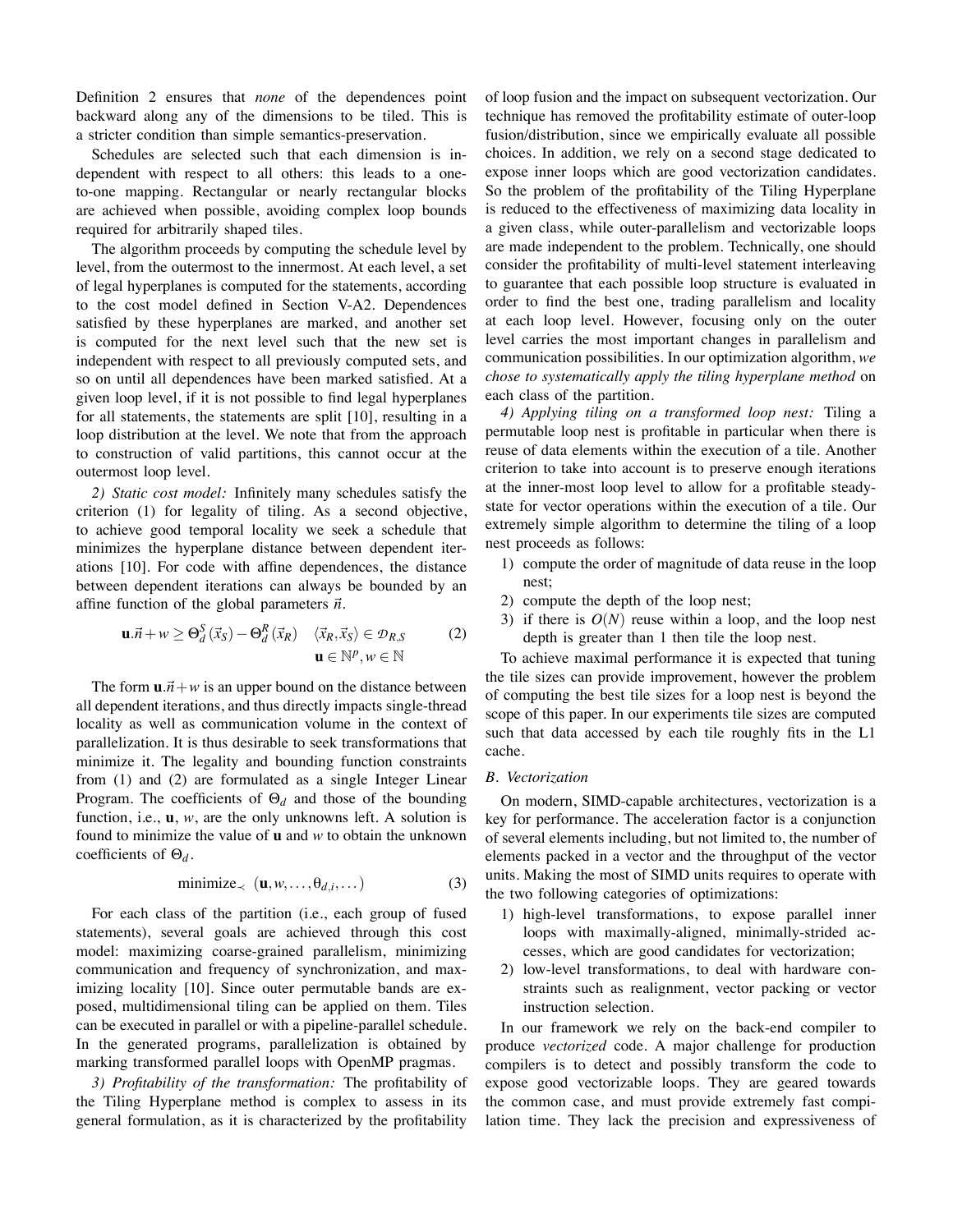Definition 2 ensures that *none* of the dependences point backward along any of the dimensions to be tiled. This is a stricter condition than simple semantics-preservation.

Schedules are selected such that each dimension is independent with respect to all others: this leads to a one-to-one mapping. Rectangular or nearly rectangular blocks are achieved when possible, avoiding complex loop bounds required for arbitrarily shaped tiles.

The algorithm proceeds by computing the schedule level by level, from the outermost to the innermost. At each level, a set of legal hyperplanes is computed for the statements, according to the cost model defined in Section V-A2. Dependences satisfied by these hyperplanes are marked, and another set is computed for the next level such that the new set is independent with respect to all previously computed sets, and so on until all dependences have been marked satisfied. At a given loop level, if it is not possible to find legal hyperplanes for all statements, the statements are split [10], resulting in a loop distribution at the level. We note that from the approach to construction of valid partitions, this cannot occur at the outermost loop level.

*2) Static cost model:* Infinitely many schedules satisfy the criterion (1) for legality of tiling. As a second objective, to achieve good temporal locality we seek a schedule that minimizes the hyperplane distance between dependent iterations [10]. For code with affine dependences, the distance between dependent iterations can always be bounded by an affine function of the global parameters $\vec{n}$.

$$\mathbf{u}.\vec{n} + w \geq \Theta_d^S(\vec{x}_S) - \Theta_d^R(\vec{x}_R) \quad \langle \vec{x}_R, \vec{x}_S \rangle \in \mathcal{D}_{R,S} \qquad (2)$$
$$\mathbf{u} \in \mathbb{N}^p, w \in \mathbb{N}$$

The form $\mathbf{u}.\vec{n} + w$ is an upper bound on the distance between all dependent iterations, and thus directly impacts single-thread locality as well as communication volume in the context of parallelization. It is thus desirable to seek transformations that minimize it. The legality and bounding function constraints from (1) and (2) are formulated as a single Integer Linear Program. The coefficients of $\Theta_d$ and those of the bounding function, i.e., $\mathbf{u}$, $w$, are the only unknowns left. A solution is found to minimize the value of $\mathbf{u}$ and $w$ to obtain the unknown coefficients of $\Theta_d$.

$$\text{minimize}_{\prec} \; (\mathbf{u}, w, \ldots, \theta_{d,i}, \ldots) \qquad (3)$$

For each class of the partition (i.e., each group of fused statements), several goals are achieved through this cost model: maximizing coarse-grained parallelism, minimizing communication and frequency of synchronization, and maximizing locality [10]. Since outer permutable bands are exposed, multidimensional tiling can be applied on them. Tiles can be executed in parallel or with a pipeline-parallel schedule. In the generated programs, parallelization is obtained by marking transformed parallel loops with OpenMP pragmas.

*3) Profitability of the transformation:* The profitability of the Tiling Hyperplane method is complex to assess in its general formulation, as it is characterized by the profitability of loop fusion and the impact on subsequent vectorization. Our technique has removed the profitability estimate of outer-loop fusion/distribution, since we empirically evaluate all possible choices. In addition, we rely on a second stage dedicated to expose inner loops which are good vectorization candidates. So the problem of the profitability of the Tiling Hyperplane is reduced to the effectiveness of maximizing data locality in a given class, while outer-parallelism and vectorizable loops are made independent to the problem. Technically, one should consider the profitability of multi-level statement interleaving to guarantee that each possible loop structure is evaluated in order to find the best one, trading parallelism and locality at each loop level. However, focusing only on the outer level carries the most important changes in parallelism and communication possibilities. In our optimization algorithm, *we chose to systematically apply the tiling hyperplane method* on each class of the partition.

*4) Applying tiling on a transformed loop nest:* Tiling a permutable loop nest is profitable in particular when there is reuse of data elements within the execution of a tile. Another criterion to take into account is to preserve enough iterations at the inner-most loop level to allow for a profitable steady-state for vector operations within the execution of a tile. Our extremely simple algorithm to determine the tiling of a loop nest proceeds as follows:

1) compute the order of magnitude of data reuse in the loop nest;
2) compute the depth of the loop nest;
3) if there is $O(N)$ reuse within a loop, and the loop nest depth is greater than 1 then tile the loop nest.

To achieve maximal performance it is expected that tuning the tile sizes can provide improvement, however the problem of computing the best tile sizes for a loop nest is beyond the scope of this paper. In our experiments tile sizes are computed such that data accessed by each tile roughly fits in the L1 cache.

### B. Vectorization

On modern, SIMD-capable architectures, vectorization is a key for performance. The acceleration factor is a conjunction of several elements including, but not limited to, the number of elements packed in a vector and the throughput of the vector units. Making the most of SIMD units requires to operate with the two following categories of optimizations:

1) high-level transformations, to expose parallel inner loops with maximally-aligned, minimally-strided accesses, which are good candidates for vectorization;
2) low-level transformations, to deal with hardware constraints such as realignment, vector packing or vector instruction selection.

In our framework we rely on the back-end compiler to produce *vectorized* code. A major challenge for production compilers is to detect and possibly transform the code to expose good vectorizable loops. They are geared towards the common case, and must provide extremely fast compilation time. They lack the precision and expressiveness of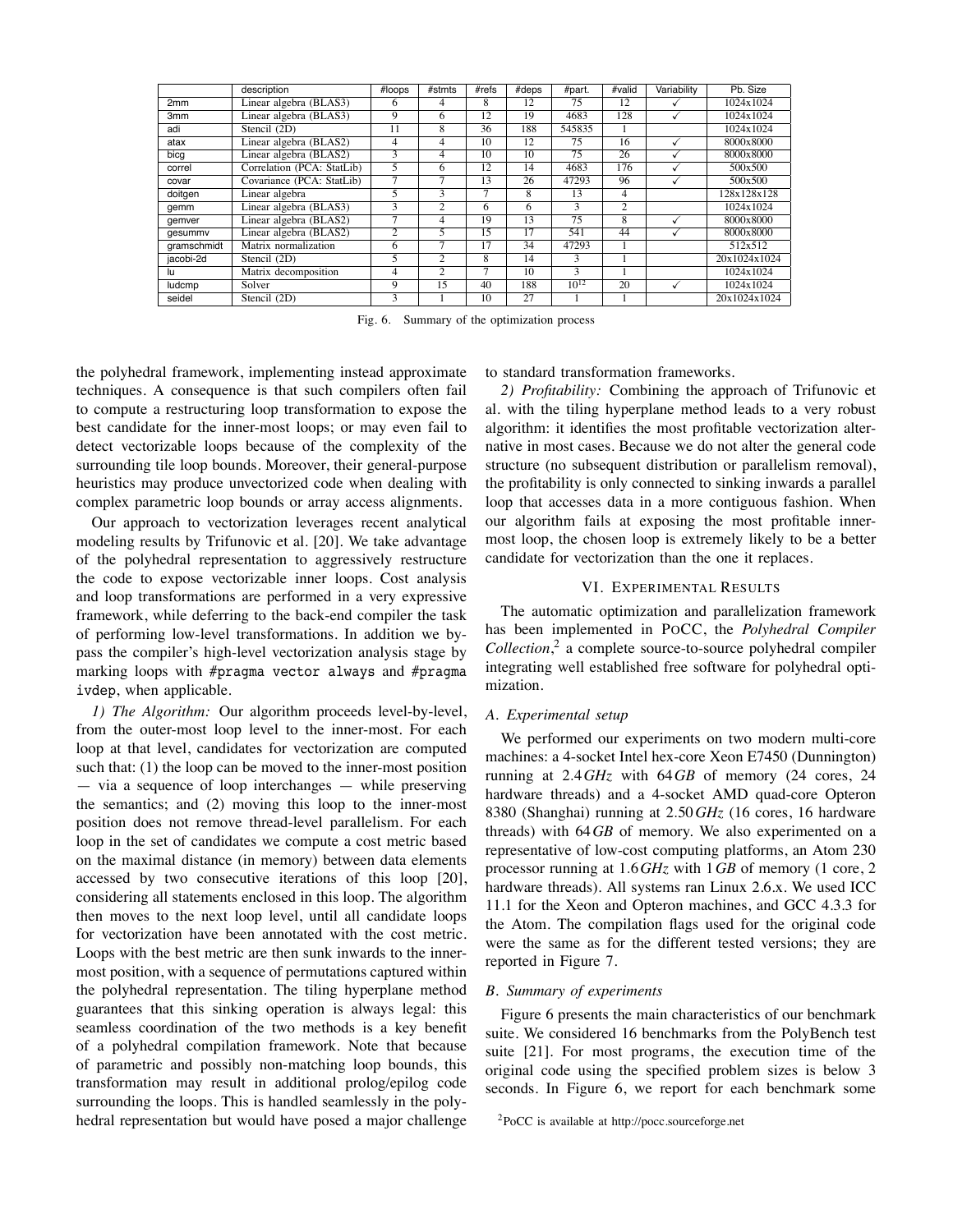|  | description | #loops | #stmts | #refs | #deps | #part. | #valid | Variability | Pb. Size |
|---|---|---|---|---|---|---|---|---|---|
| 2mm | Linear algebra (BLAS3) | 6 | 4 | 8 | 12 | 75 | 12 | ✓ | 1024x1024 |
| 3mm | Linear algebra (BLAS3) | 9 | 6 | 12 | 19 | 4683 | 128 | ✓ | 1024x1024 |
| adi | Stencil (2D) | 11 | 8 | 36 | 188 | 545835 | 1 |  | 1024x1024 |
| atax | Linear algebra (BLAS2) | 4 | 4 | 10 | 12 | 75 | 16 | ✓ | 8000x8000 |
| bicg | Linear algebra (BLAS2) | 3 | 4 | 10 | 10 | 75 | 26 | ✓ | 8000x8000 |
| correl | Correlation (PCA: StatLib) | 5 | 6 | 12 | 14 | 4683 | 176 | ✓ | 500x500 |
| covar | Covariance (PCA: StatLib) | 7 | 7 | 13 | 26 | 47293 | 96 | ✓ | 500x500 |
| doitgen | Linear algebra | 5 | 3 | 7 | 8 | 13 | 4 |  | 128x128x128 |
| gemm | Linear algebra (BLAS3) | 3 | 2 | 6 | 6 | 3 | 2 |  | 1024x1024 |
| gemver | Linear algebra (BLAS2) | 7 | 4 | 19 | 13 | 75 | 8 | ✓ | 8000x8000 |
| gesummv | Linear algebra (BLAS2) | 2 | 5 | 15 | 17 | 541 | 44 | ✓ | 8000x8000 |
| gramschmidt | Matrix normalization | 6 | 7 | 17 | 34 | 47293 | 1 |  | 512x512 |
| jacobi-2d | Stencil (2D) | 5 | 2 | 8 | 14 | 3 | 1 |  | 20x1024x1024 |
| lu | Matrix decomposition | 4 | 2 | 7 | 10 | 3 | 1 |  | 1024x1024 |
| ludcmp | Solver | 9 | 15 | 40 | 188 | $10^{12}$ | 20 | ✓ | 1024x1024 |
| seidel | Stencil (2D) | 3 | 1 | 10 | 27 | 1 | 1 |  | 20x1024x1024 |

Fig. 6. Summary of the optimization process

the polyhedral framework, implementing instead approximate techniques. A consequence is that such compilers often fail to compute a restructuring loop transformation to expose the best candidate for the inner-most loops; or may even fail to detect vectorizable loops because of the complexity of the surrounding tile loop bounds. Moreover, their general-purpose heuristics may produce unvectorized code when dealing with complex parametric loop bounds or array access alignments.

Our approach to vectorization leverages recent analytical modeling results by Trifunovic et al. [20]. We take advantage of the polyhedral representation to aggressively restructure the code to expose vectorizable inner loops. Cost analysis and loop transformations are performed in a very expressive framework, while deferring to the back-end compiler the task of performing low-level transformations. In addition we bypass the compiler's high-level vectorization analysis stage by marking loops with `#pragma vector always` and `#pragma ivdep`, when applicable.

*1) The Algorithm:* Our algorithm proceeds level-by-level, from the outer-most loop level to the inner-most. For each loop at that level, candidates for vectorization are computed such that: (1) the loop can be moved to the inner-most position — via a sequence of loop interchanges — while preserving the semantics; and (2) moving this loop to the inner-most position does not remove thread-level parallelism. For each loop in the set of candidates we compute a cost metric based on the maximal distance (in memory) between data elements accessed by two consecutive iterations of this loop [20], considering all statements enclosed in this loop. The algorithm then moves to the next loop level, until all candidate loops for vectorization have been annotated with the cost metric. Loops with the best metric are then sunk inwards to the inner-most position, with a sequence of permutations captured within the polyhedral representation. The tiling hyperplane method guarantees that this sinking operation is always legal: this seamless coordination of the two methods is a key benefit of a polyhedral compilation framework. Note that because of parametric and possibly non-matching loop bounds, this transformation may result in additional prolog/epilog code surrounding the loops. This is handled seamlessly in the polyhedral representation but would have posed a major challenge to standard transformation frameworks.

*2) Profitability:* Combining the approach of Trifunovic et al. with the tiling hyperplane method leads to a very robust algorithm: it identifies the most profitable vectorization alternative in most cases. Because we do not alter the general code structure (no subsequent distribution or parallelism removal), the profitability is only connected to sinking inwards a parallel loop that accesses data in a more contiguous fashion. When our algorithm fails at exposing the most profitable inner-most loop, the chosen loop is extremely likely to be a better candidate for vectorization than the one it replaces.

## VI. Experimental Results

The automatic optimization and parallelization framework has been implemented in PoCC, the *Polyhedral Compiler Collection*,[2] a complete source-to-source polyhedral compiler integrating well established free software for polyhedral optimization.

### A. Experimental setup

We performed our experiments on two modern multi-core machines: a 4-socket Intel hex-core Xeon E7450 (Dunnington) running at 2.4 *GHz* with 64 *GB* of memory (24 cores, 24 hardware threads) and a 4-socket AMD quad-core Opteron 8380 (Shanghai) running at 2.50 *GHz* (16 cores, 16 hardware threads) with 64 *GB* of memory. We also experimented on a representative of low-cost computing platforms, an Atom 230 processor running at 1.6 *GHz* with 1 *GB* of memory (1 core, 2 hardware threads). All systems ran Linux 2.6.x. We used ICC 11.1 for the Xeon and Opteron machines, and GCC 4.3.3 for the Atom. The compilation flags used for the original code were the same as for the different tested versions; they are reported in Figure 7.

### B. Summary of experiments

Figure 6 presents the main characteristics of our benchmark suite. We considered 16 benchmarks from the PolyBench test suite [21]. For most programs, the execution time of the original code using the specified problem sizes is below 3 seconds. In Figure 6, we report for each benchmark some

[2] PoCC is available at http://pocc.sourceforge.net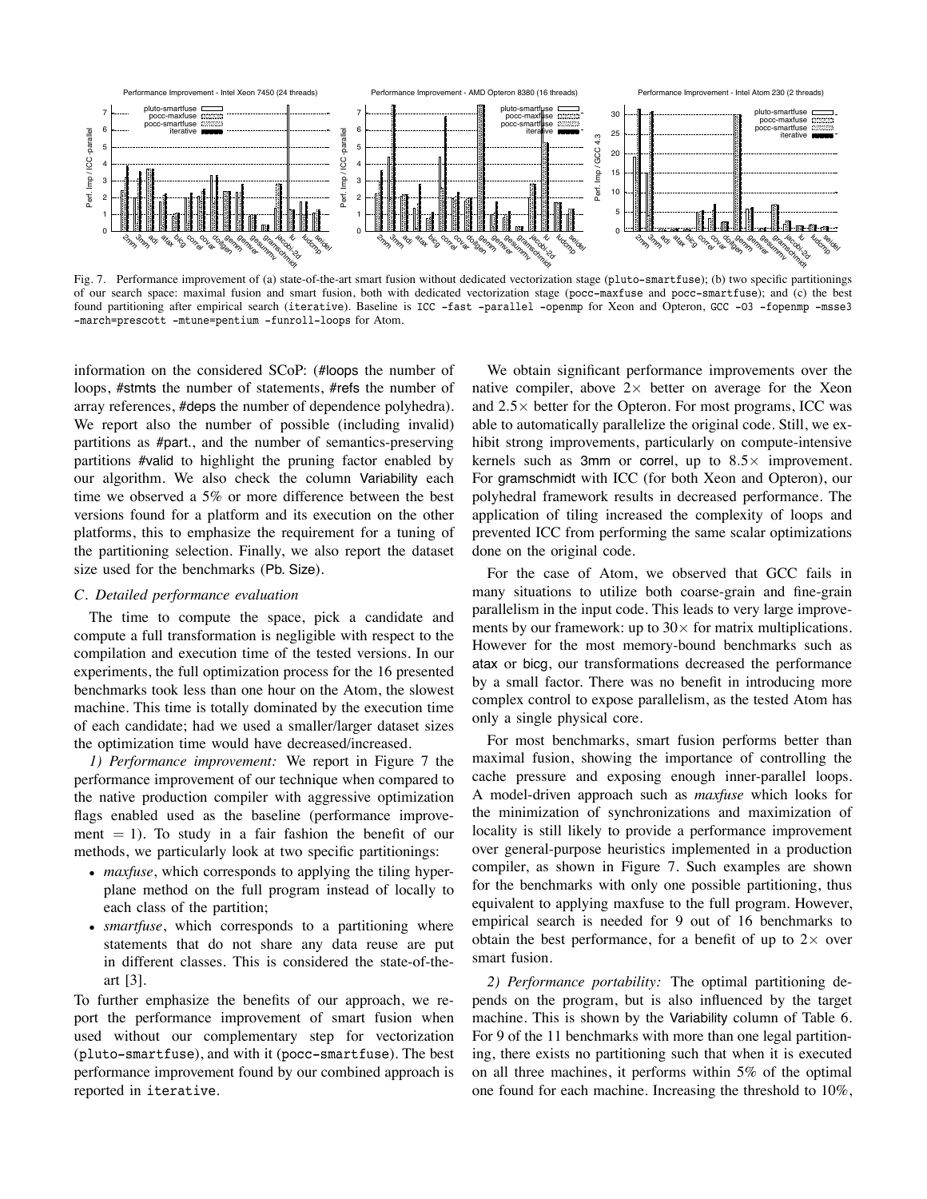Fig. 7. Performance improvement of (a) state-of-the-art smart fusion without dedicated vectorization stage (pluto-smartfuse); (b) two specific partitionings of our search space: maximal fusion and smart fusion, both with dedicated vectorization stage (pocc-maxfuse and pocc-smartfuse); and (c) the best found partitioning after empirical search (iterative). Baseline is ICC -fast -parallel -openmp for Xeon and Opteron, GCC -O3 -fopenmp -msse3 -march=prescott -mtune=pentium -funroll-loops for Atom.

information on the considered SCoP: (#loops the number of loops, #stmts the number of statements, #refs the number of array references, #deps the number of dependence polyhedra). We report also the number of possible (including invalid) partitions as #part., and the number of semantics-preserving partitions #valid to highlight the pruning factor enabled by our algorithm. We also check the column Variability each time we observed a 5% or more difference between the best versions found for a platform and its execution on the other platforms, this to emphasize the requirement for a tuning of the partitioning selection. Finally, we also report the dataset size used for the benchmarks (Pb. Size).

### C. Detailed performance evaluation

The time to compute the space, pick a candidate and compute a full transformation is negligible with respect to the compilation and execution time of the tested versions. In our experiments, the full optimization process for the 16 presented benchmarks took less than one hour on the Atom, the slowest machine. This time is totally dominated by the execution time of each candidate; had we used a smaller/larger dataset sizes the optimization time would have decreased/increased.

*1) Performance improvement:* We report in Figure 7 the performance improvement of our technique when compared to the native production compiler with aggressive optimization flags enabled used as the baseline (performance improvement = 1). To study in a fair fashion the benefit of our methods, we particularly look at two specific partitionings:

- *maxfuse*, which corresponds to applying the tiling hyperplane method on the full program instead of locally to each class of the partition;
- *smartfuse*, which corresponds to a partitioning where statements that do not share any data reuse are put in different classes. This is considered the state-of-the-art [3].

To further emphasize the benefits of our approach, we report the performance improvement of smart fusion when used without our complementary step for vectorization (pluto-smartfuse), and with it (pocc-smartfuse). The best performance improvement found by our combined approach is reported in iterative.

We obtain significant performance improvements over the native compiler, above $2\times$ better on average for the Xeon and $2.5\times$ better for the Opteron. For most programs, ICC was able to automatically parallelize the original code. Still, we exhibit strong improvements, particularly on compute-intensive kernels such as 3mm or correl, up to $8.5\times$ improvement. For gramschmidt with ICC (for both Xeon and Opteron), our polyhedral framework results in decreased performance. The application of tiling increased the complexity of loops and prevented ICC from performing the same scalar optimizations done on the original code.

For the case of Atom, we observed that GCC fails in many situations to utilize both coarse-grain and fine-grain parallelism in the input code. This leads to very large improvements by our framework: up to $30\times$ for matrix multiplications. However for the most memory-bound benchmarks such as atax or bicg, our transformations decreased the performance by a small factor. There was no benefit in introducing more complex control to expose parallelism, as the tested Atom has only a single physical core.

For most benchmarks, smart fusion performs better than maximal fusion, showing the importance of controlling the cache pressure and exposing enough inner-parallel loops. A model-driven approach such as *maxfuse* which looks for the minimization of synchronizations and maximization of locality is still likely to provide a performance improvement over general-purpose heuristics implemented in a production compiler, as shown in Figure 7. Such examples are shown for the benchmarks with only one possible partitioning, thus equivalent to applying maxfuse to the full program. However, empirical search is needed for 9 out of 16 benchmarks to obtain the best performance, for a benefit of up to $2\times$ over smart fusion.

*2) Performance portability:* The optimal partitioning depends on the program, but is also influenced by the target machine. This is shown by the Variability column of Table 6. For 9 of the 11 benchmarks with more than one legal partitioning, there exists no partitioning such that when it is executed on all three machines, it performs within 5% of the optimal one found for each machine. Increasing the threshold to 10%,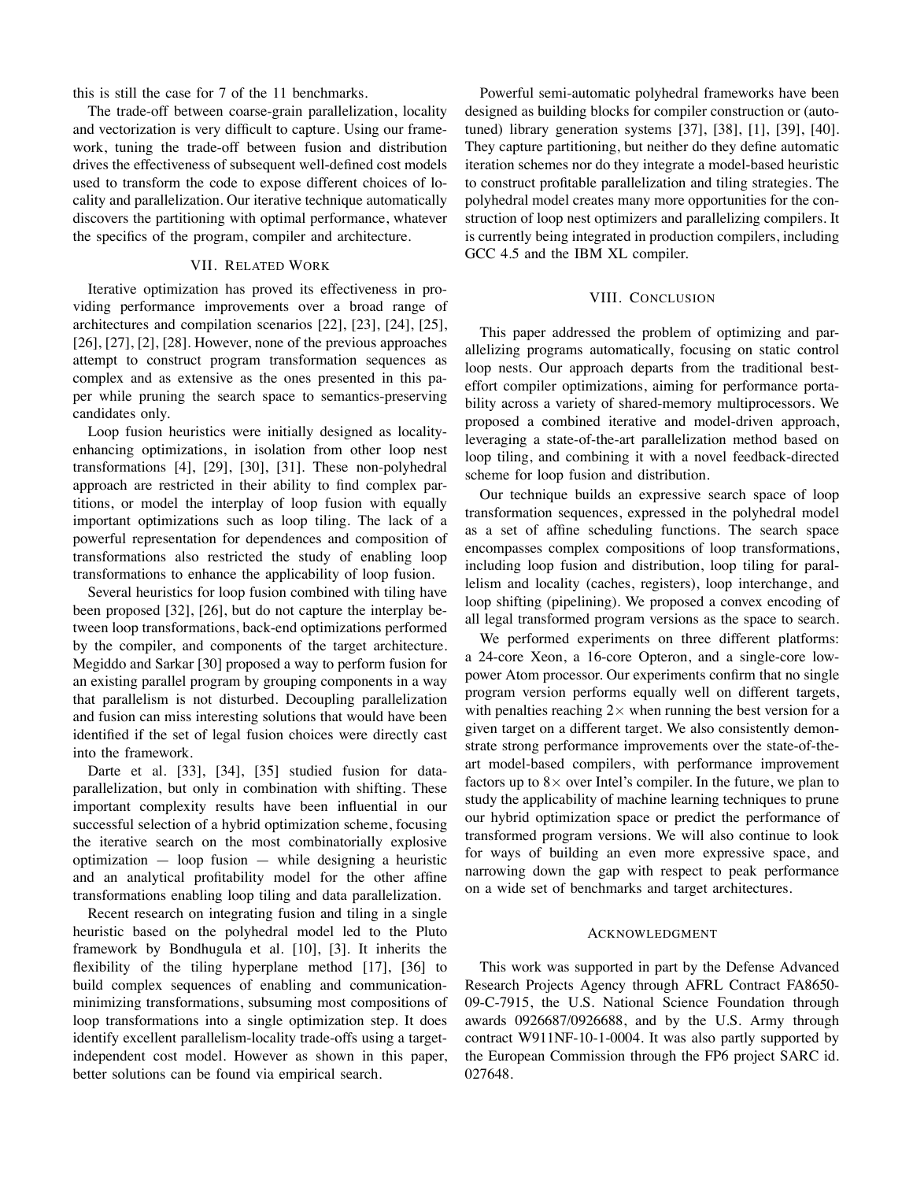this is still the case for 7 of the 11 benchmarks.

The trade-off between coarse-grain parallelization, locality and vectorization is very difficult to capture. Using our framework, tuning the trade-off between fusion and distribution drives the effectiveness of subsequent well-defined cost models used to transform the code to expose different choices of locality and parallelization. Our iterative technique automatically discovers the partitioning with optimal performance, whatever the specifics of the program, compiler and architecture.

## VII. Related Work

Iterative optimization has proved its effectiveness in providing performance improvements over a broad range of architectures and compilation scenarios [22], [23], [24], [25], [26], [27], [2], [28]. However, none of the previous approaches attempt to construct program transformation sequences as complex and as extensive as the ones presented in this paper while pruning the search space to semantics-preserving candidates only.

Loop fusion heuristics were initially designed as locality-enhancing optimizations, in isolation from other loop nest transformations [4], [29], [30], [31]. These non-polyhedral approach are restricted in their ability to find complex partitions, or model the interplay of loop fusion with equally important optimizations such as loop tiling. The lack of a powerful representation for dependences and composition of transformations also restricted the study of enabling loop transformations to enhance the applicability of loop fusion.

Several heuristics for loop fusion combined with tiling have been proposed [32], [26], but do not capture the interplay between loop transformations, back-end optimizations performed by the compiler, and components of the target architecture. Megiddo and Sarkar [30] proposed a way to perform fusion for an existing parallel program by grouping components in a way that parallelism is not disturbed. Decoupling parallelization and fusion can miss interesting solutions that would have been identified if the set of legal fusion choices were directly cast into the framework.

Darte et al. [33], [34], [35] studied fusion for data-parallelization, but only in combination with shifting. These important complexity results have been influential in our successful selection of a hybrid optimization scheme, focusing the iterative search on the most combinatorially explosive optimization — loop fusion — while designing a heuristic and an analytical profitability model for the other affine transformations enabling loop tiling and data parallelization.

Recent research on integrating fusion and tiling in a single heuristic based on the polyhedral model led to the Pluto framework by Bondhugula et al. [10], [3]. It inherits the flexibility of the tiling hyperplane method [17], [36] to build complex sequences of enabling and communication-minimizing transformations, subsuming most compositions of loop transformations into a single optimization step. It does identify excellent parallelism-locality trade-offs using a target-independent cost model. However as shown in this paper, better solutions can be found via empirical search.

Powerful semi-automatic polyhedral frameworks have been designed as building blocks for compiler construction or (auto-tuned) library generation systems [37], [38], [1], [39], [40]. They capture partitioning, but neither do they define automatic iteration schemes nor do they integrate a model-based heuristic to construct profitable parallelization and tiling strategies. The polyhedral model creates many more opportunities for the construction of loop nest optimizers and parallelizing compilers. It is currently being integrated in production compilers, including GCC 4.5 and the IBM XL compiler.

## VIII. Conclusion

This paper addressed the problem of optimizing and parallelizing programs automatically, focusing on static control loop nests. Our approach departs from the traditional best-effort compiler optimizations, aiming for performance portability across a variety of shared-memory multiprocessors. We proposed a combined iterative and model-driven approach, leveraging a state-of-the-art parallelization method based on loop tiling, and combining it with a novel feedback-directed scheme for loop fusion and distribution.

Our technique builds an expressive search space of loop transformation sequences, expressed in the polyhedral model as a set of affine scheduling functions. The search space encompasses complex compositions of loop transformations, including loop fusion and distribution, loop tiling for parallelism and locality (caches, registers), loop interchange, and loop shifting (pipelining). We proposed a convex encoding of all legal transformed program versions as the space to search.

We performed experiments on three different platforms: a 24-core Xeon, a 16-core Opteron, and a single-core low-power Atom processor. Our experiments confirm that no single program version performs equally well on different targets, with penalties reaching $2\times$ when running the best version for a given target on a different target. We also consistently demonstrate strong performance improvements over the state-of-the-art model-based compilers, with performance improvement factors up to $8\times$ over Intel's compiler. In the future, we plan to study the applicability of machine learning techniques to prune our hybrid optimization space or predict the performance of transformed program versions. We will also continue to look for ways of building an even more expressive space, and narrowing down the gap with respect to peak performance on a wide set of benchmarks and target architectures.

## Acknowledgment

This work was supported in part by the Defense Advanced Research Projects Agency through AFRL Contract FA8650-09-C-7915, the U.S. National Science Foundation through awards 0926687/0926688, and by the U.S. Army through contract W911NF-10-1-0004. It was also partly supported by the European Commission through the FP6 project SARC id. 027648.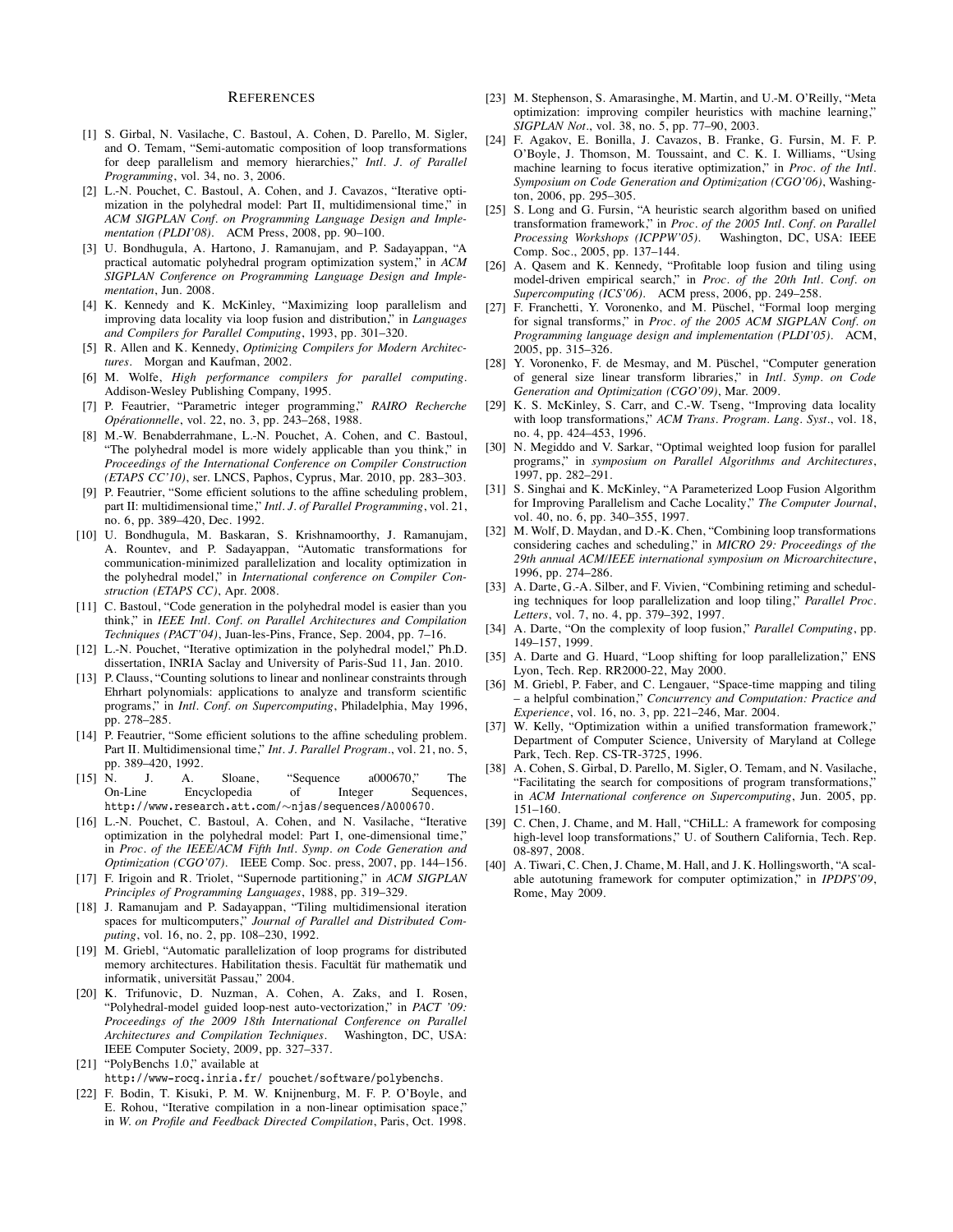## References

[1] S. Girbal, N. Vasilache, C. Bastoul, A. Cohen, D. Parello, M. Sigler, and O. Temam, "Semi-automatic composition of loop transformations for deep parallelism and memory hierarchies," *Intl. J. of Parallel Programming*, vol. 34, no. 3, 2006.

[2] L.-N. Pouchet, C. Bastoul, A. Cohen, and J. Cavazos, "Iterative optimization in the polyhedral model: Part II, multidimensional time," in *ACM SIGPLAN Conf. on Programming Language Design and Implementation (PLDI'08)*. ACM Press, 2008, pp. 90–100.

[3] U. Bondhugula, A. Hartono, J. Ramanujam, and P. Sadayappan, "A practical automatic polyhedral program optimization system," in *ACM SIGPLAN Conference on Programming Language Design and Implementation*, Jun. 2008.

[4] K. Kennedy and K. McKinley, "Maximizing loop parallelism and improving data locality via loop fusion and distribution," in *Languages and Compilers for Parallel Computing*, 1993, pp. 301–320.

[5] R. Allen and K. Kennedy, *Optimizing Compilers for Modern Architectures*. Morgan and Kaufman, 2002.

[6] M. Wolfe, *High performance compilers for parallel computing*. Addison-Wesley Publishing Company, 1995.

[7] P. Feautrier, "Parametric integer programming," *RAIRO Recherche Opérationnelle*, vol. 22, no. 3, pp. 243–268, 1988.

[8] M.-W. Benabderrahmane, L.-N. Pouchet, A. Cohen, and C. Bastoul, "The polyhedral model is more widely applicable than you think," in *Proceedings of the International Conference on Compiler Construction (ETAPS CC'10)*, ser. LNCS, Paphos, Cyprus, Mar. 2010, pp. 283–303.

[9] P. Feautrier, "Some efficient solutions to the affine scheduling problem, part II: multidimensional time," *Intl. J. of Parallel Programming*, vol. 21, no. 6, pp. 389–420, Dec. 1992.

[10] U. Bondhugula, M. Baskaran, S. Krishnamoorthy, J. Ramanujam, A. Rountev, and P. Sadayappan, "Automatic transformations for communication-minimized parallelization and locality optimization in the polyhedral model," in *International conference on Compiler Construction (ETAPS CC)*, Apr. 2008.

[11] C. Bastoul, "Code generation in the polyhedral model is easier than you think," in *IEEE Intl. Conf. on Parallel Architectures and Compilation Techniques (PACT'04)*, Juan-les-Pins, France, Sep. 2004, pp. 7–16.

[12] L.-N. Pouchet, "Iterative optimization in the polyhedral model," Ph.D. dissertation, INRIA Saclay and University of Paris-Sud 11, Jan. 2010.

[13] P. Clauss, "Counting solutions to linear and nonlinear constraints through Ehrhart polynomials: applications to analyze and transform scientific programs," in *Intl. Conf. on Supercomputing*, Philadelphia, May 1996, pp. 278–285.

[14] P. Feautrier, "Some efficient solutions to the affine scheduling problem. Part II. Multidimensional time," *Int. J. Parallel Program.*, vol. 21, no. 5, pp. 389–420, 1992.

[15] N. J. A. Sloane, "Sequence a000670," The On-Line Encyclopedia of Integer Sequences, http://www.research.att.com/∼njas/sequences/A000670.

[16] L.-N. Pouchet, C. Bastoul, A. Cohen, and N. Vasilache, "Iterative optimization in the polyhedral model: Part I, one-dimensional time," in *Proc. of the IEEE/ACM Fifth Intl. Symp. on Code Generation and Optimization (CGO'07)*. IEEE Comp. Soc. press, 2007, pp. 144–156.

[17] F. Irigoin and R. Triolet, "Supernode partitioning," in *ACM SIGPLAN Principles of Programming Languages*, 1988, pp. 319–329.

[18] J. Ramanujam and P. Sadayappan, "Tiling multidimensional iteration spaces for multicomputers," *Journal of Parallel and Distributed Computing*, vol. 16, no. 2, pp. 108–230, 1992.

[19] M. Griebl, "Automatic parallelization of loop programs for distributed memory architectures. Habilitation thesis. Facultät für mathematik und informatik, universität Passau," 2004.

[20] K. Trifunovic, D. Nuzman, A. Cohen, A. Zaks, and I. Rosen, "Polyhedral-model guided loop-nest auto-vectorization," in *PACT '09: Proceedings of the 2009 18th International Conference on Parallel Architectures and Compilation Techniques*. Washington, DC, USA: IEEE Computer Society, 2009, pp. 327–337.

[21] "PolyBenchs 1.0," available at http://www-rocq.inria.fr/ pouchet/software/polybenchs.

[22] F. Bodin, T. Kisuki, P. M. W. Knijnenburg, M. F. P. O'Boyle, and E. Rohou, "Iterative compilation in a non-linear optimisation space," in *W. on Profile and Feedback Directed Compilation*, Paris, Oct. 1998.

[23] M. Stephenson, S. Amarasinghe, M. Martin, and U.-M. O'Reilly, "Meta optimization: improving compiler heuristics with machine learning," *SIGPLAN Not.*, vol. 38, no. 5, pp. 77–90, 2003.

[24] F. Agakov, E. Bonilla, J. Cavazos, B. Franke, G. Fursin, M. F. P. O'Boyle, J. Thomson, M. Toussaint, and C. K. I. Williams, "Using machine learning to focus iterative optimization," in *Proc. of the Intl. Symposium on Code Generation and Optimization (CGO'06)*, Washington, 2006, pp. 295–305.

[25] S. Long and G. Fursin, "A heuristic search algorithm based on unified transformation framework," in *Proc. of the 2005 Intl. Conf. on Parallel Processing Workshops (ICPPW'05)*. Washington, DC, USA: IEEE Comp. Soc., 2005, pp. 137–144.

[26] A. Qasem and K. Kennedy, "Profitable loop fusion and tiling using model-driven empirical search," in *Proc. of the 20th Intl. Conf. on Supercomputing (ICS'06)*. ACM press, 2006, pp. 249–258.

[27] F. Franchetti, Y. Voronenko, and M. Püschel, "Formal loop merging for signal transforms," in *Proc. of the 2005 ACM SIGPLAN Conf. on Programming language design and implementation (PLDI'05)*. ACM, 2005, pp. 315–326.

[28] Y. Voronenko, F. de Mesmay, and M. Püschel, "Computer generation of general size linear transform libraries," in *Intl. Symp. on Code Generation and Optimization (CGO'09)*, Mar. 2009.

[29] K. S. McKinley, S. Carr, and C.-W. Tseng, "Improving data locality with loop transformations," *ACM Trans. Program. Lang. Syst.*, vol. 18, no. 4, pp. 424–453, 1996.

[30] N. Megiddo and V. Sarkar, "Optimal weighted loop fusion for parallel programs," in *symposium on Parallel Algorithms and Architectures*, 1997, pp. 282–291.

[31] S. Singhai and K. McKinley, "A Parameterized Loop Fusion Algorithm for Improving Parallelism and Cache Locality," *The Computer Journal*, vol. 40, no. 6, pp. 340–355, 1997.

[32] M. Wolf, D. Maydan, and D.-K. Chen, "Combining loop transformations considering caches and scheduling," in *MICRO 29: Proceedings of the 29th annual ACM/IEEE international symposium on Microarchitecture*, 1996, pp. 274–286.

[33] A. Darte, G.-A. Silber, and F. Vivien, "Combining retiming and scheduling techniques for loop parallelization and loop tiling," *Parallel Proc. Letters*, vol. 7, no. 4, pp. 379–392, 1997.

[34] A. Darte, "On the complexity of loop fusion," *Parallel Computing*, pp. 149–157, 1999.

[35] A. Darte and G. Huard, "Loop shifting for loop parallelization," ENS Lyon, Tech. Rep. RR2000-22, May 2000.

[36] M. Griebl, P. Faber, and C. Lengauer, "Space-time mapping and tiling – a helpful combination," *Concurrency and Computation: Practice and Experience*, vol. 16, no. 3, pp. 221–246, Mar. 2004.

[37] W. Kelly, "Optimization within a unified transformation framework," Department of Computer Science, University of Maryland at College Park, Tech. Rep. CS-TR-3725, 1996.

[38] A. Cohen, S. Girbal, D. Parello, M. Sigler, O. Temam, and N. Vasilache, "Facilitating the search for compositions of program transformations," in *ACM International conference on Supercomputing*, Jun. 2005, pp. 151–160.

[39] C. Chen, J. Chame, and M. Hall, "CHiLL: A framework for composing high-level loop transformations," U. of Southern California, Tech. Rep. 08-897, 2008.

[40] A. Tiwari, C. Chen, J. Chame, M. Hall, and J. K. Hollingsworth, "A scalable autotuning framework for computer optimization," in *IPDPS'09*, Rome, May 2009.